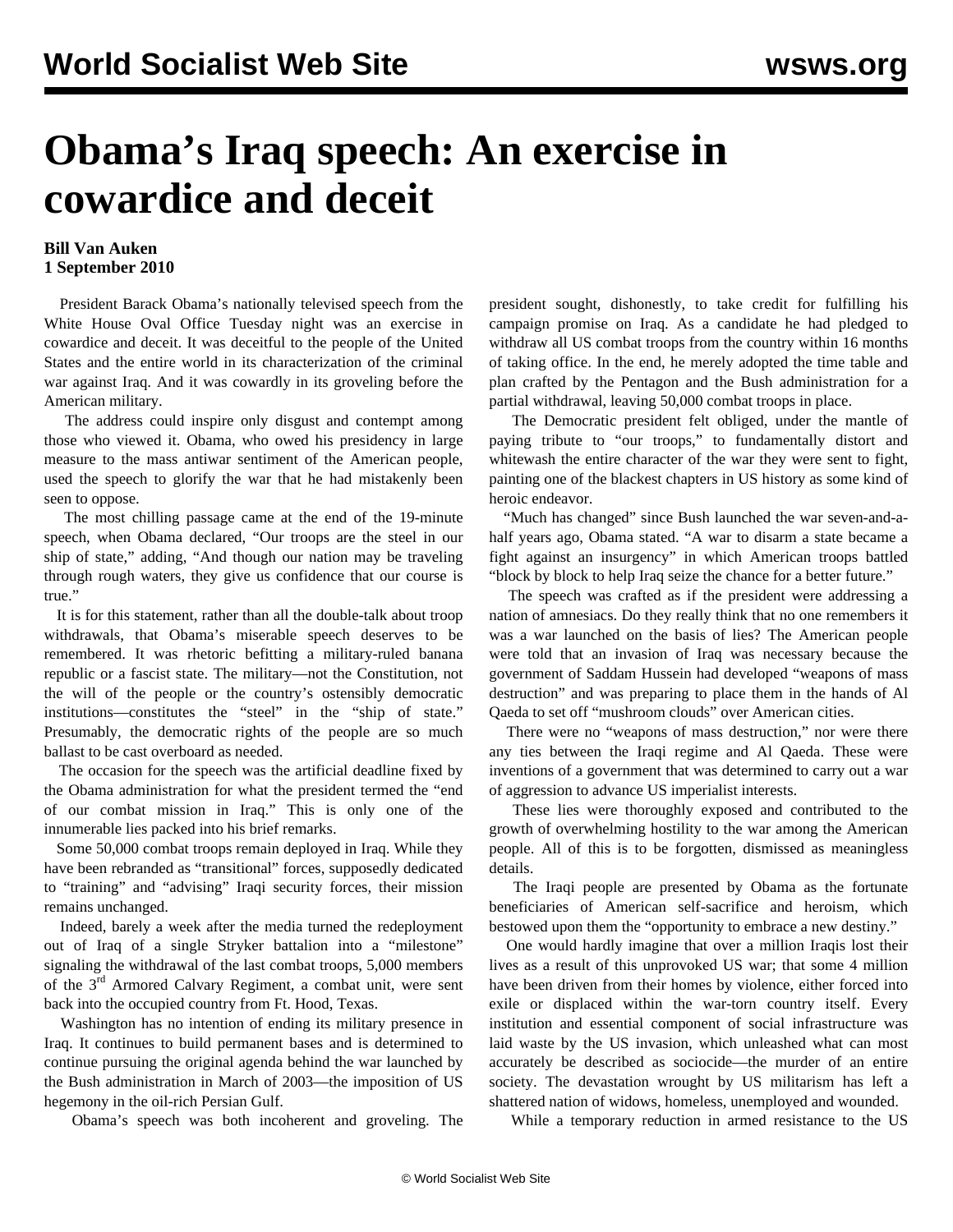# Obama's Iraq speech: An exercise in cowardice and deceit

**Bill Van Auken**
**1 September 2010**

President Barack Obama's nationally televised speech from the White House Oval Office Tuesday night was an exercise in cowardice and deceit. It was deceitful to the people of the United States and the entire world in its characterization of the criminal war against Iraq. And it was cowardly in its groveling before the American military.

The address could inspire only disgust and contempt among those who viewed it. Obama, who owed his presidency in large measure to the mass antiwar sentiment of the American people, used the speech to glorify the war that he had mistakenly been seen to oppose.

The most chilling passage came at the end of the 19-minute speech, when Obama declared, "Our troops are the steel in our ship of state," adding, "And though our nation may be traveling through rough waters, they give us confidence that our course is true."

It is for this statement, rather than all the double-talk about troop withdrawals, that Obama's miserable speech deserves to be remembered. It was rhetoric befitting a military-ruled banana republic or a fascist state. The military—not the Constitution, not the will of the people or the country's ostensibly democratic institutions—constitutes the "steel" in the "ship of state." Presumably, the democratic rights of the people are so much ballast to be cast overboard as needed.

The occasion for the speech was the artificial deadline fixed by the Obama administration for what the president termed the "end of our combat mission in Iraq." This is only one of the innumerable lies packed into his brief remarks.

Some 50,000 combat troops remain deployed in Iraq. While they have been rebranded as "transitional" forces, supposedly dedicated to "training" and "advising" Iraqi security forces, their mission remains unchanged.

Indeed, barely a week after the media turned the redeployment out of Iraq of a single Stryker battalion into a "milestone" signaling the withdrawal of the last combat troops, 5,000 members of the 3rd Armored Calvary Regiment, a combat unit, were sent back into the occupied country from Ft. Hood, Texas.

Washington has no intention of ending its military presence in Iraq. It continues to build permanent bases and is determined to continue pursuing the original agenda behind the war launched by the Bush administration in March of 2003—the imposition of US hegemony in the oil-rich Persian Gulf.

Obama's speech was both incoherent and groveling. The president sought, dishonestly, to take credit for fulfilling his campaign promise on Iraq. As a candidate he had pledged to withdraw all US combat troops from the country within 16 months of taking office. In the end, he merely adopted the time table and plan crafted by the Pentagon and the Bush administration for a partial withdrawal, leaving 50,000 combat troops in place.

The Democratic president felt obliged, under the mantle of paying tribute to "our troops," to fundamentally distort and whitewash the entire character of the war they were sent to fight, painting one of the blackest chapters in US history as some kind of heroic endeavor.

"Much has changed" since Bush launched the war seven-and-a-half years ago, Obama stated. "A war to disarm a state became a fight against an insurgency" in which American troops battled "block by block to help Iraq seize the chance for a better future."

The speech was crafted as if the president were addressing a nation of amnesiacs. Do they really think that no one remembers it was a war launched on the basis of lies? The American people were told that an invasion of Iraq was necessary because the government of Saddam Hussein had developed "weapons of mass destruction" and was preparing to place them in the hands of Al Qaeda to set off "mushroom clouds" over American cities.

There were no "weapons of mass destruction," nor were there any ties between the Iraqi regime and Al Qaeda. These were inventions of a government that was determined to carry out a war of aggression to advance US imperialist interests.

These lies were thoroughly exposed and contributed to the growth of overwhelming hostility to the war among the American people. All of this is to be forgotten, dismissed as meaningless details.

The Iraqi people are presented by Obama as the fortunate beneficiaries of American self-sacrifice and heroism, which bestowed upon them the "opportunity to embrace a new destiny."

One would hardly imagine that over a million Iraqis lost their lives as a result of this unprovoked US war; that some 4 million have been driven from their homes by violence, either forced into exile or displaced within the war-torn country itself. Every institution and essential component of social infrastructure was laid waste by the US invasion, which unleashed what can most accurately be described as sociocide—the murder of an entire society. The devastation wrought by US militarism has left a shattered nation of widows, homeless, unemployed and wounded.

While a temporary reduction in armed resistance to the US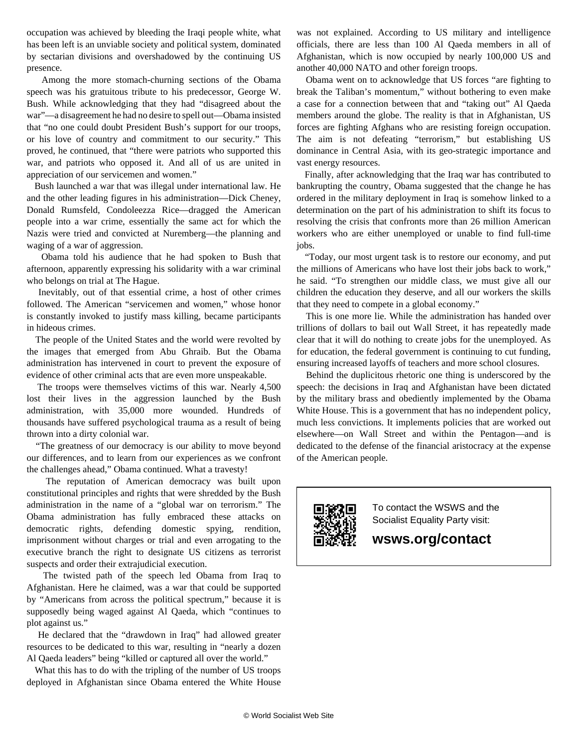occupation was achieved by bleeding the Iraqi people white, what has been left is an unviable society and political system, dominated by sectarian divisions and overshadowed by the continuing US presence.

Among the more stomach-churning sections of the Obama speech was his gratuitous tribute to his predecessor, George W. Bush. While acknowledging that they had "disagreed about the war"—a disagreement he had no desire to spell out—Obama insisted that "no one could doubt President Bush's support for our troops, or his love of country and commitment to our security." This proved, he continued, that "there were patriots who supported this war, and patriots who opposed it. And all of us are united in appreciation of our servicemen and women."

Bush launched a war that was illegal under international law. He and the other leading figures in his administration—Dick Cheney, Donald Rumsfeld, Condoleezza Rice—dragged the American people into a war crime, essentially the same act for which the Nazis were tried and convicted at Nuremberg—the planning and waging of a war of aggression.

Obama told his audience that he had spoken to Bush that afternoon, apparently expressing his solidarity with a war criminal who belongs on trial at The Hague.

Inevitably, out of that essential crime, a host of other crimes followed. The American "servicemen and women," whose honor is constantly invoked to justify mass killing, became participants in hideous crimes.

The people of the United States and the world were revolted by the images that emerged from Abu Ghraib. But the Obama administration has intervened in court to prevent the exposure of evidence of other criminal acts that are even more unspeakable.

The troops were themselves victims of this war. Nearly 4,500 lost their lives in the aggression launched by the Bush administration, with 35,000 more wounded. Hundreds of thousands have suffered psychological trauma as a result of being thrown into a dirty colonial war.

"The greatness of our democracy is our ability to move beyond our differences, and to learn from our experiences as we confront the challenges ahead," Obama continued. What a travesty!

The reputation of American democracy was built upon constitutional principles and rights that were shredded by the Bush administration in the name of a "global war on terrorism." The Obama administration has fully embraced these attacks on democratic rights, defending domestic spying, rendition, imprisonment without charges or trial and even arrogating to the executive branch the right to designate US citizens as terrorist suspects and order their extrajudicial execution.

The twisted path of the speech led Obama from Iraq to Afghanistan. Here he claimed, was a war that could be supported by "Americans from across the political spectrum," because it is supposedly being waged against Al Qaeda, which "continues to plot against us."

He declared that the "drawdown in Iraq" had allowed greater resources to be dedicated to this war, resulting in "nearly a dozen Al Qaeda leaders" being "killed or captured all over the world."

What this has to do with the tripling of the number of US troops deployed in Afghanistan since Obama entered the White House was not explained. According to US military and intelligence officials, there are less than 100 Al Qaeda members in all of Afghanistan, which is now occupied by nearly 100,000 US and another 40,000 NATO and other foreign troops.

Obama went on to acknowledge that US forces "are fighting to break the Taliban's momentum," without bothering to even make a case for a connection between that and "taking out" Al Qaeda members around the globe. The reality is that in Afghanistan, US forces are fighting Afghans who are resisting foreign occupation. The aim is not defeating "terrorism," but establishing US dominance in Central Asia, with its geo-strategic importance and vast energy resources.

Finally, after acknowledging that the Iraq war has contributed to bankrupting the country, Obama suggested that the change he has ordered in the military deployment in Iraq is somehow linked to a determination on the part of his administration to shift its focus to resolving the crisis that confronts more than 26 million American workers who are either unemployed or unable to find full-time jobs.

"Today, our most urgent task is to restore our economy, and put the millions of Americans who have lost their jobs back to work," he said. "To strengthen our middle class, we must give all our children the education they deserve, and all our workers the skills that they need to compete in a global economy."

This is one more lie. While the administration has handed over trillions of dollars to bail out Wall Street, it has repeatedly made clear that it will do nothing to create jobs for the unemployed. As for education, the federal government is continuing to cut funding, ensuring increased layoffs of teachers and more school closures.

Behind the duplicitous rhetoric one thing is underscored by the speech: the decisions in Iraq and Afghanistan have been dictated by the military brass and obediently implemented by the Obama White House. This is a government that has no independent policy, much less convictions. It implements policies that are worked out elsewhere—on Wall Street and within the Pentagon—and is dedicated to the defense of the financial aristocracy at the expense of the American people.

To contact the WSWS and the Socialist Equality Party visit:

**wsws.org/contact**